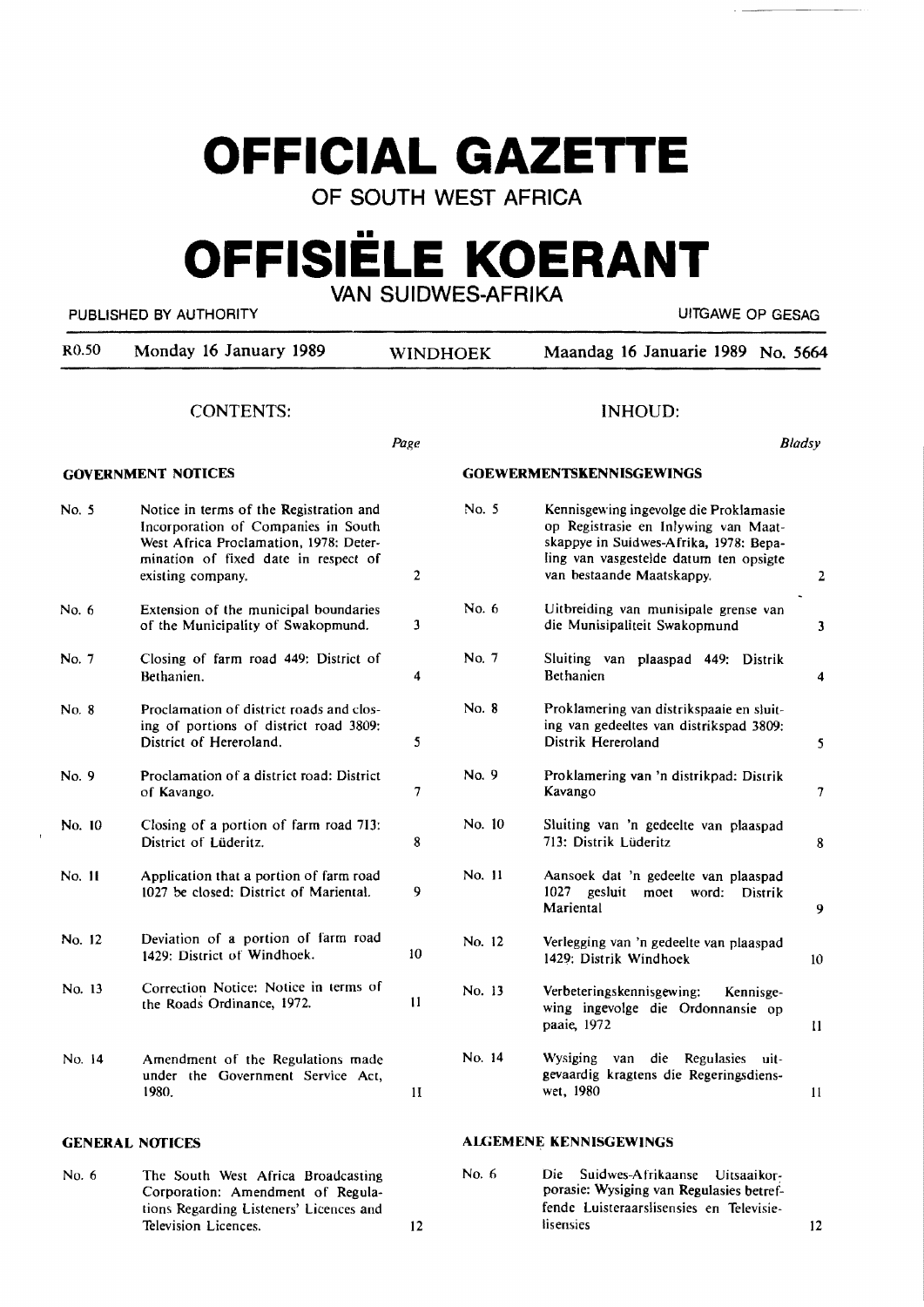# OFFICIAL GAZETTE

## OF SOUTH WEST AFRICA

# OFFISIËLE KOERANT

## VAN SUIDWES-AFRIKA

PUBLISHED BY AUTHORITY — UITGAWE OP GESAG

R0.50 Monday 16 January 1989 WINDHOEK Maandag 16 Januarie 1989 No. 5664

## CONTENTS:

| | | Page |
|---|---|---|
| **GOVERNMENT NOTICES** | | |
| No. 5 | Notice in terms of the Registration and Incorporation of Companies in South West Africa Proclamation, 1978: Determination of fixed date in respect of existing company. | 2 |
| No. 6 | Extension of the municipal boundaries of the Municipality of Swakopmund. | 3 |
| No. 7 | Closing of farm road 449: District of Bethanien. | 4 |
| No. 8 | Proclamation of district roads and closing of portions of district road 3809: District of Hereroland. | 5 |
| No. 9 | Proclamation of a district road: District of Kavango. | 7 |
| No. 10 | Closing of a portion of farm road 713: District of Lüderitz. | 8 |
| No. 11 | Application that a portion of farm road 1027 be closed: District of Mariental. | 9 |
| No. 12 | Deviation of a portion of farm road 1429: District of Windhoek. | 10 |
| No. 13 | Correction Notice: Notice in terms of the Roads Ordinance, 1972. | 11 |
| No. 14 | Amendment of the Regulations made under the Government Service Act, 1980. | 11 |
| **GENERAL NOTICES** | | |
| No. 6 | The South West Africa Broadcasting Corporation: Amendment of Regulations Regarding Listeners' Licences and Television Licences. | 12 |

## INHOUD:

| | | Bladsy |
|---|---|---|
| **GOEWERMENTSKENNISGEWINGS** | | |
| No. 5 | Kennisgewing ingevolge die Proklamasie op Registrasie en Inlywing van Maatskappye in Suidwes-Afrika, 1978: Bepaling van vasgestelde datum ten opsigte van bestaande Maatskappy. | 2 |
| No. 6 | Uitbreiding van munisipale grense van die Munisipaliteit Swakopmund | 3 |
| No. 7 | Sluiting van plaaspad 449: Distrik Bethanien | 4 |
| No. 8 | Proklamering van distrikspaaie en sluiting van gedeeltes van distrikspad 3809: Distrik Hereroland | 5 |
| No. 9 | Proklamering van 'n distrikpad: Distrik Kavango | 7 |
| No. 10 | Sluiting van 'n gedeelte van plaaspad 713: Distrik Lüderitz | 8 |
| No. 11 | Aansoek dat 'n gedeelte van plaaspad 1027 gesluit moet word: Distrik Mariental | 9 |
| No. 12 | Verlegging van 'n gedeelte van plaaspad 1429: Distrik Windhoek | 10 |
| No. 13 | Verbeteringskennisgewing: Kennisgewing ingevolge die Ordonnansie op paaie, 1972 | 11 |
| No. 14 | Wysiging van die Regulasies uitgevaardig kragtens die Regeringsdienswet, 1980 | 11 |
| **ALGEMENE KENNISGEWINGS** | | |
| No. 6 | Die Suidwes-Afrikaanse Uitsaaikorporasie: Wysiging van Regulasies betreffende Luisteraarslisensies en Televisielisensies | 12 |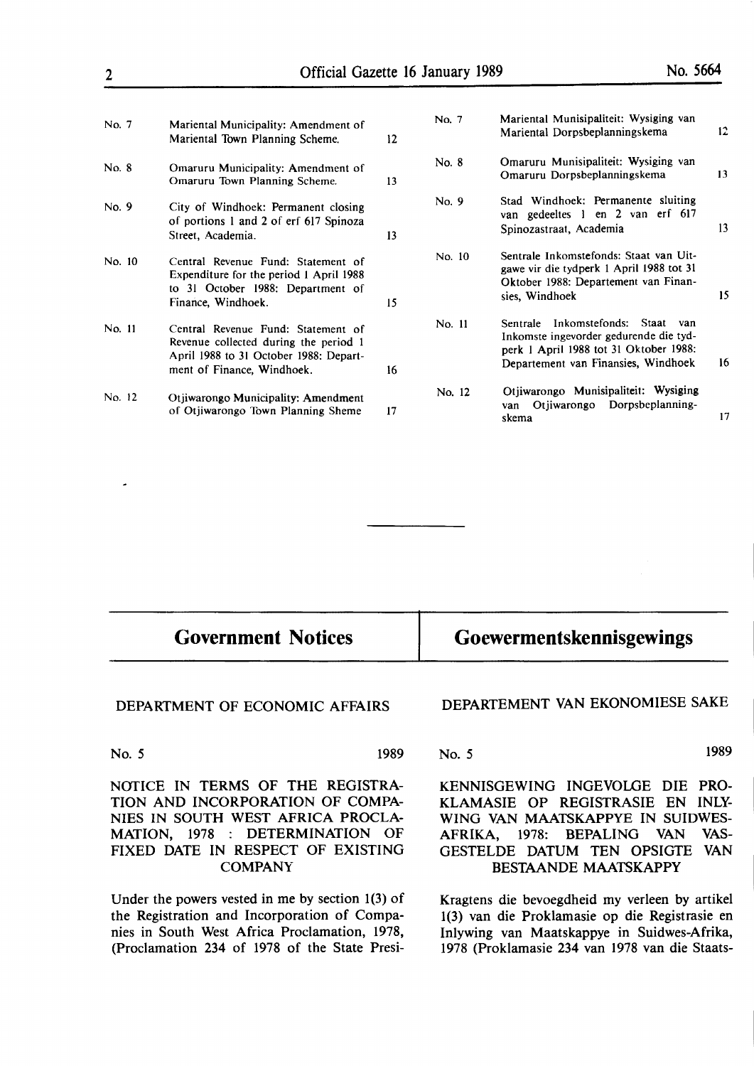| | | |
|---|---|---|
| No. 7 | Mariental Municipality: Amendment of Mariental Town Planning Scheme. | 12 |
| No. 8 | Omaruru Municipality: Amendment of Omaruru Town Planning Scheme. | 13 |
| No. 9 | City of Windhoek: Permanent closing of portions 1 and 2 of erf 617 Spinoza Street, Academia. | 13 |
| No. 10 | Central Revenue Fund: Statement of Expenditure for the period 1 April 1988 to 31 October 1988: Department of Finance, Windhoek. | 15 |
| No. 11 | Central Revenue Fund: Statement of Revenue collected during the period 1 April 1988 to 31 October 1988: Department of Finance, Windhoek. | 16 |
| No. 12 | Otjiwarongo Municipality: Amendment of Otjiwarongo Town Planning Sheme | 17 |

| | | |
|---|---|---|
| No. 7 | Mariental Munisipaliteit: Wysiging van Mariental Dorpsbeplanningskema | 12 |
| No. 8 | Omaruru Munisipaliteit: Wysiging van Omaruru Dorpsbeplanningskema | 13 |
| No. 9 | Stad Windhoek: Permanente sluiting van gedeeltes 1 en 2 van erf 617 Spinozastraat, Academia | 13 |
| No. 10 | Sentrale Inkomstefonds: Staat van Uitgawe vir die tydperk 1 April 1988 tot 31 Oktober 1988: Departement van Finansies, Windhoek | 15 |
| No. 11 | Sentrale Inkomstefonds: Staat van Inkomste ingevorder gedurende die tydperk 1 April 1988 tot 31 Oktober 1988: Departement van Finansies, Windhoek | 16 |
| No. 12 | Otjiwarongo Munisipaliteit: Wysiging van Otjiwarongo Dorpsbeplanningskema | 17 |

# Government Notices

## DEPARTMENT OF ECONOMIC AFFAIRS

No. 5 1989

### NOTICE IN TERMS OF THE REGISTRATION AND INCORPORATION OF COMPANIES IN SOUTH WEST AFRICA PROCLAMATION, 1978 : DETERMINATION OF FIXED DATE IN RESPECT OF EXISTING COMPANY

Under the powers vested in me by section 1(3) of the Registration and Incorporation of Companies in South West Africa Proclamation, 1978, (Proclamation 234 of 1978 of the State Presi-

# Goewermentskennisgewings

## DEPARTEMENT VAN EKONOMIESE SAKE

No. 5 1989

### KENNISGEWING INGEVOLGE DIE PROKLAMASIE OP REGISTRASIE EN INLYWING VAN MAATSKAPPYE IN SUIDWES-AFRIKA, 1978: BEPALING VAN VASGESTELDE DATUM TEN OPSIGTE VAN BESTAANDE MAATSKAPPY

Kragtens die bevoegdheid my verleen by artikel 1(3) van die Proklamasie op die Registrasie en Inlywing van Maatskappye in Suidwes-Afrika, 1978 (Proklamasie 234 van 1978 van die Staats-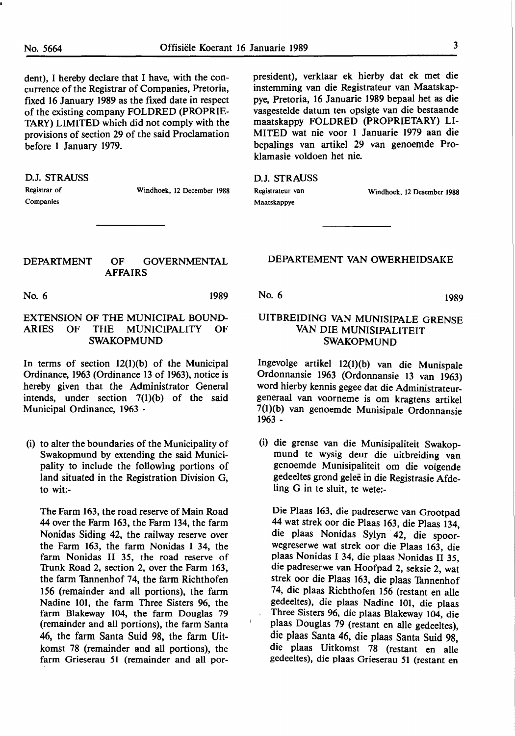dent), I hereby declare that I have, with the concurrence of the Registrar of Companies, Pretoria, fixed 16 January 1989 as the fixed date in respect of the existing company FOLDRED (PROPRIETARY) LIMITED which did not comply with the provisions of section 29 of the said Proclamation before 1 January 1979.

D.J. STRAUSS
Registrar of Companies

Windhoek, 12 December 1988

---

## DEPARTMENT OF GOVERNMENTAL AFFAIRS

No. 6 1989

### EXTENSION OF THE MUNICIPAL BOUNDARIES OF THE MUNICIPALITY OF SWAKOPMUND

In terms of section 12(1)(b) of the Municipal Ordinance, 1963 (Ordinance 13 of 1963), notice is hereby given that the Administrator General intends, under section 7(1)(b) of the said Municipal Ordinance, 1963 -

(i) to alter the boundaries of the Municipality of Swakopmund by extending the said Municipality to include the following portions of land situated in the Registration Division G, to wit:-

The Farm 163, the road reserve of Main Road 44 over the Farm 163, the Farm 134, the farm Nonidas Siding 42, the railway reserve over the Farm 163, the farm Nonidas I 34, the farm Nonidas II 35, the road reserve of Trunk Road 2, section 2, over the Farm 163, the farm Tannenhof 74, the farm Richthofen 156 (remainder and all portions), the farm Nadine 101, the farm Three Sisters 96, the farm Blakeway 104, the farm Douglas 79 (remainder and all portions), the farm Santa 46, the farm Santa Suid 98, the farm Uitkomst 78 (remainder and all portions), the farm Grieserau 51 (remainder and all por-

---

president), verklaar ek hierby dat ek met die instemming van die Registrateur van Maatskappye, Pretoria, 16 Januarie 1989 bepaal het as die vasgestelde datum ten opsigte van die bestaande maatskappy FOLDRED (PROPRIETARY) LIMITED wat nie voor 1 Januarie 1979 aan die bepalings van artikel 29 van genoemde Proklamasie voldoen het nie.

D.J. STRAUSS
Registrateur van Maatskappye

Windhoek, 12 Desember 1988

---

## DEPARTEMENT VAN OWERHEIDSAKE

No. 6 1989

### UITBREIDING VAN MUNISIPALE GRENSE VAN DIE MUNISIPALITEIT SWAKOPMUND

Ingevolge artikel 12(1)(b) van die Munispale Ordonnansie 1963 (Ordonnansie 13 van 1963) word hierby kennis gegee dat die Administrateurgeneraal van voorneme is om kragtens artikel 7(1)(b) van genoemde Munisipale Ordonnansie 1963 -

(i) die grense van die Munisipaliteit Swakopmund te wysig deur die uitbreiding van genoemde Munisipaliteit om die volgende gedeeltes grond geleë in die Registrasie Afdeling G in te sluit, te wete:-

Die Plaas 163, die padreserwe van Grootpad 44 wat strek oor die Plaas 163, die Plaas 134, die plaas Nonidas Sylyn 42, die spoorwegreserwe wat strek oor die Plaas 163, die plaas Nonidas I 34, die plaas Nonidas II 35, die padreserwe van Hoofpad 2, seksie 2, wat strek oor die Plaas 163, die plaas Tannenhof 74, die plaas Richthofen 156 (restant en alle gedeeltes), die plaas Nadine 101, die plaas Three Sisters 96, die plaas Blakeway 104, die plaas Douglas 79 (restant en alle gedeeltes), die plaas Santa 46, die plaas Santa Suid 98, die plaas Uitkomst 78 (restant en alle gedeeltes), die plaas Grieserau 51 (restant en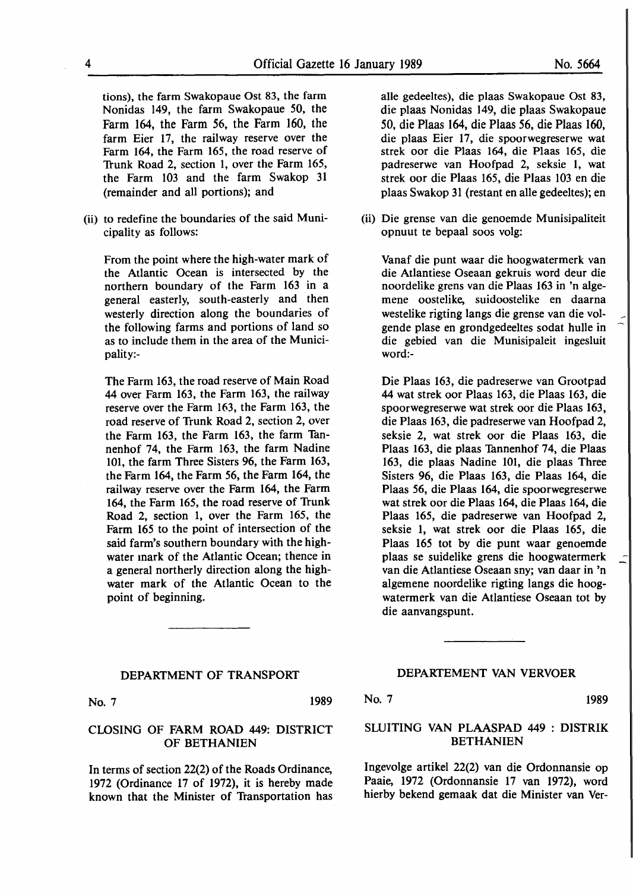tions), the farm Swakopaue Ost 83, the farm Nonidas 149, the farm Swakopaue 50, the Farm 164, the Farm 56, the Farm 160, the farm Eier 17, the railway reserve over the Farm 164, the Farm 165, the road reserve of Trunk Road 2, section 1, over the Farm 165, the Farm 103 and the farm Swakop 31 (remainder and all portions); and

(ii) to redefine the boundaries of the said Municipality as follows:

From the point where the high-water mark of the Atlantic Ocean is intersected by the northern boundary of the Farm 163 in a general easterly, south-easterly and then westerly direction along the boundaries of the following farms and portions of land so as to include them in the area of the Municipality:-

The Farm 163, the road reserve of Main Road 44 over Farm 163, the Farm 163, the railway reserve over the Farm 163, the Farm 163, the road reserve of Trunk Road 2, section 2, over the Farm 163, the Farm 163, the farm Tannenhof 74, the Farm 163, the farm Nadine 101, the farm Three Sisters 96, the Farm 163, the Farm 164, the Farm 56, the Farm 164, the railway reserve over the Farm 164, the Farm 164, the Farm 165, the road reserve of Trunk Road 2, section 1, over the Farm 165, the Farm 165 to the point of intersection of the said farm's southern boundary with the high-water mark of the Atlantic Ocean; thence in a general northerly direction along the high-water mark of the Atlantic Ocean to the point of beginning.

alle gedeeltes), die plaas Swakopaue Ost 83, die plaas Nonidas 149, die plaas Swakopaue 50, die Plaas 164, die Plaas 56, die Plaas 160, die plaas Eier 17, die spoorwegreserwe wat strek oor die Plaas 164, die Plaas 165, die padreserwe van Hoofpad 2, seksie 1, wat strek oor die Plaas 165, die Plaas 103 en die plaas Swakop 31 (restant en alle gedeeltes); en

(ii) Die grense van die genoemde Munisipaliteit opnuut te bepaal soos volg:

Vanaf die punt waar die hoogwatermerk van die Atlantiese Oseaan gekruis word deur die noordelike grens van die Plaas 163 in 'n algemene oostelike, suidoostelike en daarna westelike rigting langs die grense van die volgende plase en grondgedeeltes sodat hulle in die gebied van die Munisipaleit ingesluit word:-

Die Plaas 163, die padreserwe van Grootpad 44 wat strek oor Plaas 163, die Plaas 163, die spoorwegreserwe wat strek oor die Plaas 163, die Plaas 163, die padreserwe van Hoofpad 2, seksie 2, wat strek oor die Plaas 163, die Plaas 163, die plaas Tannenhof 74, die Plaas 163, die plaas Nadine 101, die plaas Three Sisters 96, die Plaas 163, die Plaas 164, die Plaas 56, die Plaas 164, die spoorwegreserwe wat strek oor die Plaas 164, die Plaas 164, die Plaas 165, die padreserwe van Hoofpad 2, seksie 1, wat strek oor die Plaas 165, die Plaas 165 tot by die punt waar genoemde plaas se suidelike grens die hoogwatermerk van die Atlantiese Oseaan sny; van daar in 'n algemene noordelike rigting langs die hoogwatermerk van die Atlantiese Oseaan tot by die aanvangspunt.

---

## DEPARTMENT OF TRANSPORT

No. 7 1989

### CLOSING OF FARM ROAD 449: DISTRICT OF BETHANIEN

In terms of section 22(2) of the Roads Ordinance, 1972 (Ordinance 17 of 1972), it is hereby made known that the Minister of Transportation has

## DEPARTEMENT VAN VERVOER

No. 7 1989

### SLUITING VAN PLAASPAD 449 : DISTRIK BETHANIEN

Ingevolge artikel 22(2) van die Ordonnansie op Paaie, 1972 (Ordonnansie 17 van 1972), word hierby bekend gemaak dat die Minister van Ver-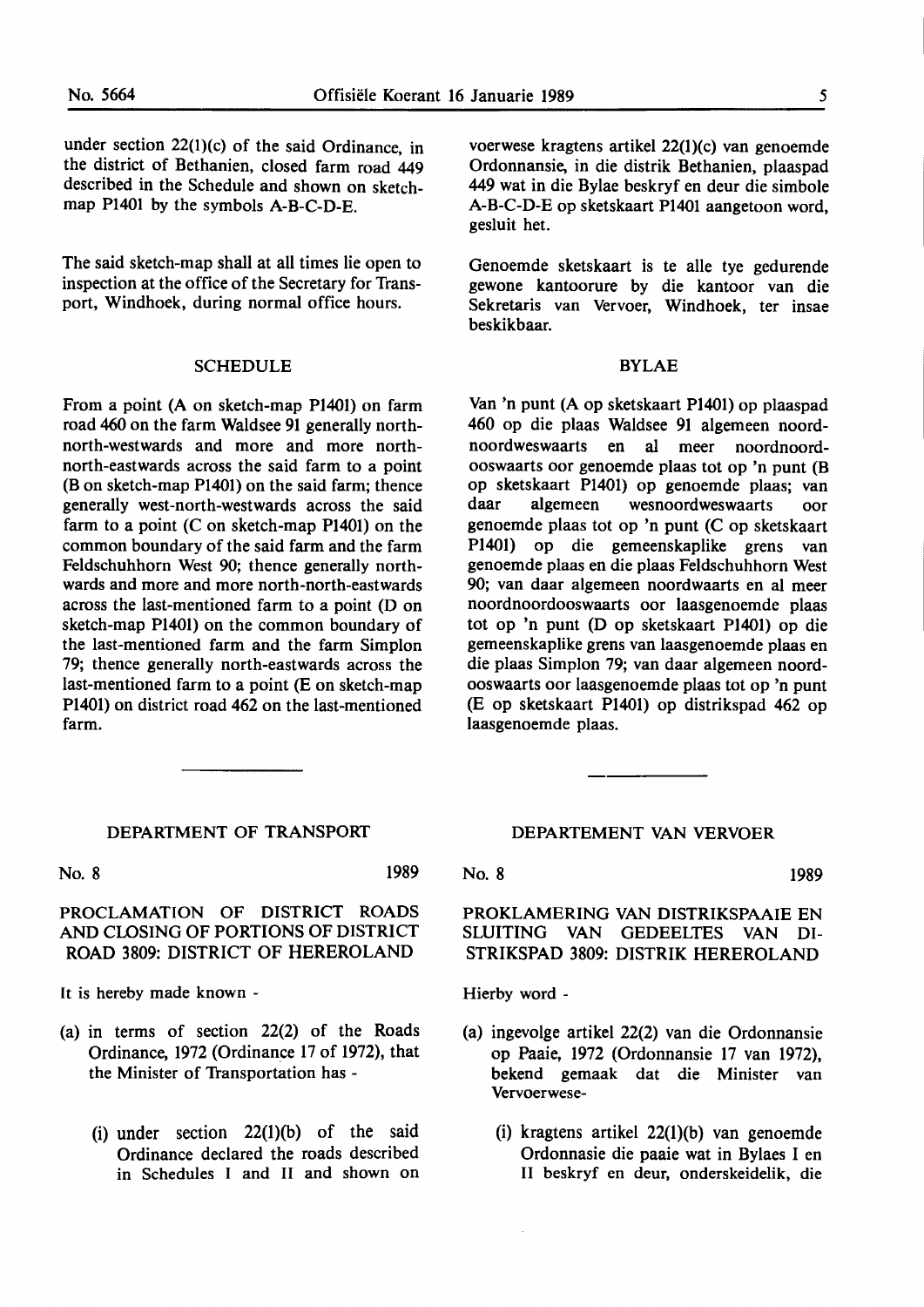under section 22(1)(c) of the said Ordinance, in the district of Bethanien, closed farm road 449 described in the Schedule and shown on sketch-map P1401 by the symbols A-B-C-D-E.

The said sketch-map shall at all times lie open to inspection at the office of the Secretary for Transport, Windhoek, during normal office hours.

### SCHEDULE

From a point (A on sketch-map P1401) on farm road 460 on the farm Waldsee 91 generally north-north-westwards and more and more north-north-eastwards across the said farm to a point (B on sketch-map P1401) on the said farm; thence generally west-north-westwards across the said farm to a point (C on sketch-map P1401) on the common boundary of the said farm and the farm Feldschuhhorn West 90; thence generally northwards and more and more north-north-eastwards across the last-mentioned farm to a point (D on sketch-map P1401) on the common boundary of the last-mentioned farm and the farm Simplon 79; thence generally north-eastwards across the last-mentioned farm to a point (E on sketch-map P1401) on district road 462 on the last-mentioned farm.

voerwese kragtens artikel 22(1)(c) van genoemde Ordonnansie, in die distrik Bethanien, plaaspad 449 wat in die Bylae beskryf en deur die simbole A-B-C-D-E op sketskaart P1401 aangetoon word, gesluit het.

Genoemde sketskaart is te alle tye gedurende gewone kantoorure by die kantoor van die Sekretaris van Vervoer, Windhoek, ter insae beskikbaar.

### BYLAE

Van 'n punt (A op sketskaart P1401) op plaaspad 460 op die plaas Waldsee 91 algemeen noordnoordweswaarts en al meer noordnoordooswaarts oor genoemde plaas tot op 'n punt (B op sketskaart P1401) op genoemde plaas; van daar algemeen wesnoordweswaarts oor genoemde plaas tot op 'n punt (C op sketskaart P1401) op die gemeenskaplike grens van genoemde plaas en die plaas Feldschuhhorn West 90; van daar algemeen noordwaarts en al meer noordnoordooswaarts oor laasgenoemde plaas tot op 'n punt (D op sketskaart P1401) op die gemeenskaplike grens van laasgenoemde plaas en die plaas Simplon 79; van daar algemeen noordooswaarts oor laasgenoemde plaas tot op 'n punt (E op sketskaart P1401) op distrikspad 462 op laasgenoemde plaas.

---

## DEPARTMENT OF TRANSPORT

No. 8 1989

### PROCLAMATION OF DISTRICT ROADS AND CLOSING OF PORTIONS OF DISTRICT ROAD 3809: DISTRICT OF HEREROLAND

It is hereby made known -

(a) in terms of section 22(2) of the Roads Ordinance, 1972 (Ordinance 17 of 1972), that the Minister of Transportation has -

(i) under section 22(1)(b) of the said Ordinance declared the roads described in Schedules I and II and shown on

## DEPARTEMENT VAN VERVOER

No. 8 1989

### PROKLAMERING VAN DISTRIKSPAAIE EN SLUITING VAN GEDEELTES VAN DISTRIKSPAD 3809: DISTRIK HEREROLAND

Hierby word -

(a) ingevolge artikel 22(2) van die Ordonnansie op Paaie, 1972 (Ordonnansie 17 van 1972), bekend gemaak dat die Minister van Vervoerwese-

(i) kragtens artikel 22(1)(b) van genoemde Ordonnansie die paaie wat in Bylaes I en II beskryf en deur, onderskeidelik, die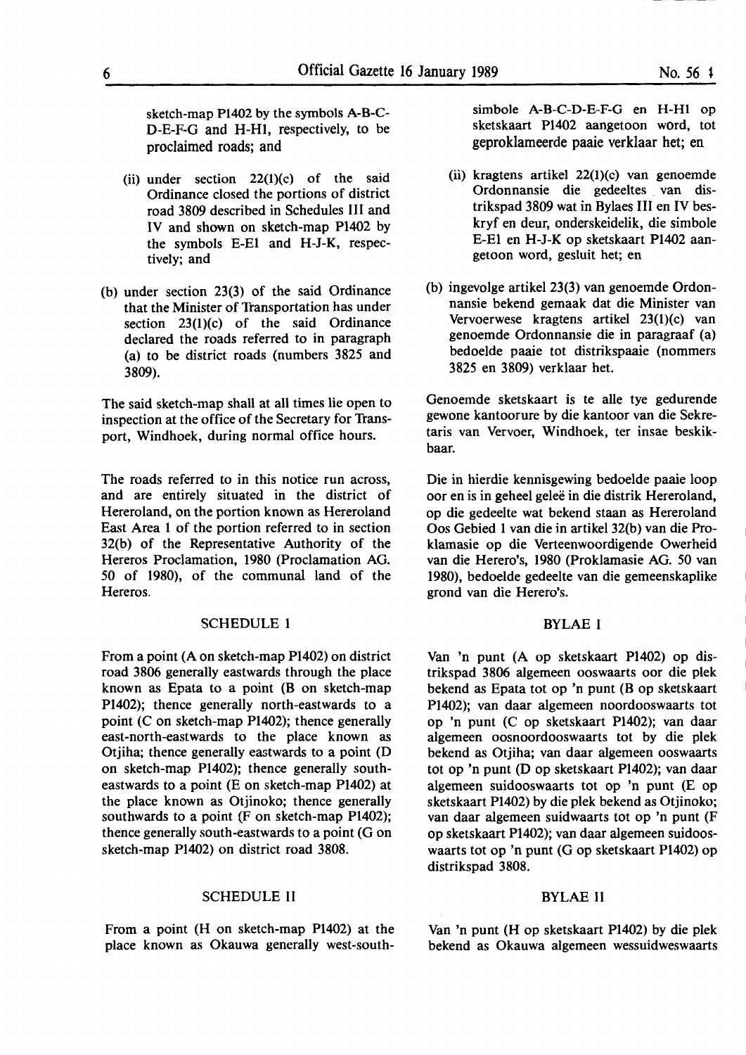sketch-map P1402 by the symbols A-B-C-D-E-F-G and H-H1, respectively, to be proclaimed roads; and

(ii) under section 22(1)(c) of the said Ordinance closed the portions of district road 3809 described in Schedules III and IV and shown on sketch-map P1402 by the symbols E-E1 and H-J-K, respectively; and

(b) under section 23(3) of the said Ordinance that the Minister of Transportation has under section 23(1)(c) of the said Ordinance declared the roads referred to in paragraph (a) to be district roads (numbers 3825 and 3809).

The said sketch-map shall at all times lie open to inspection at the office of the Secretary for Transport, Windhoek, during normal office hours.

The roads referred to in this notice run across, and are entirely situated in the district of Hereroland, on the portion known as Hereroland East Area 1 of the portion referred to in section 32(b) of the Representative Authority of the Hereros Proclamation, 1980 (Proclamation AG. 50 of 1980), of the communal land of the Hereros.

SCHEDULE I

From a point (A on sketch-map P1402) on district road 3806 generally eastwards through the place known as Epata to a point (B on sketch-map P1402); thence generally north-eastwards to a point (C on sketch-map P1402); thence generally east-north-eastwards to the place known as Otjiha; thence generally eastwards to a point (D on sketch-map P1402); thence generally south-eastwards to a point (E on sketch-map P1402) at the place known as Otjinoko; thence generally southwards to a point (F on sketch-map P1402); thence generally south-eastwards to a point (G on sketch-map P1402) on district road 3808.

SCHEDULE II

From a point (H on sketch-map P1402) at the place known as Okauwa generally west-south-

simbole A-B-C-D-E-F-G en H-H1 op sketskaart P1402 aangetoon word, tot geproklameerde paaie verklaar het; en

(ii) kragtens artikel 22(1)(c) van genoemde Ordonnansie die gedeeltes van distrikspad 3809 wat in Bylaes III en IV beskryf en deur, onderskeidelik, die simbole E-E1 en H-J-K op sketskaart P1402 aangetoon word, gesluit het; en

(b) ingevolge artikel 23(3) van genoemde Ordonnansie bekend gemaak dat die Minister van Vervoerwese kragtens artikel 23(1)(c) van genoemde Ordonnansie die in paragraaf (a) bedoelde paaie tot distrikspaaie (nommers 3825 en 3809) verklaar het.

Genoemde sketskaart is te alle tye gedurende gewone kantoorure by die kantoor van die Sekretaris van Vervoer, Windhoek, ter insae beskikbaar.

Die in hierdie kennisgewing bedoelde paaie loop oor en is in geheel geleë in die distrik Hereroland, op die gedeelte wat bekend staan as Hereroland Oos Gebied 1 van die in artikel 32(b) van die Proklamasie op die Verteenwoordigende Owerheid van die Herero's, 1980 (Proklamasie AG. 50 van 1980), bedoelde gedeelte van die gemeenskaplike grond van die Herero's.

BYLAE I

Van 'n punt (A op sketskaart P1402) op distrikspad 3806 algemeen ooswaarts oor die plek bekend as Epata tot op 'n punt (B op sketskaart P1402); van daar algemeen noordooswaarts tot op 'n punt (C op sketskaart P1402); van daar algemeen oosnoordooswaarts tot by die plek bekend as Otjiha; van daar algemeen ooswaarts tot op 'n punt (D op sketskaart P1402); van daar algemeen suidooswaarts tot op 'n punt (E op sketskaart P1402) by die plek bekend as Otjinoko; van daar algemeen suidwaarts tot op 'n punt (F op sketskaart P1402); van daar algemeen suidooswaarts tot op 'n punt (G op sketskaart P1402) op distrikspad 3808.

BYLAE II

Van 'n punt (H op sketskaart P1402) by die plek bekend as Okauwa algemeen wessuidweswaarts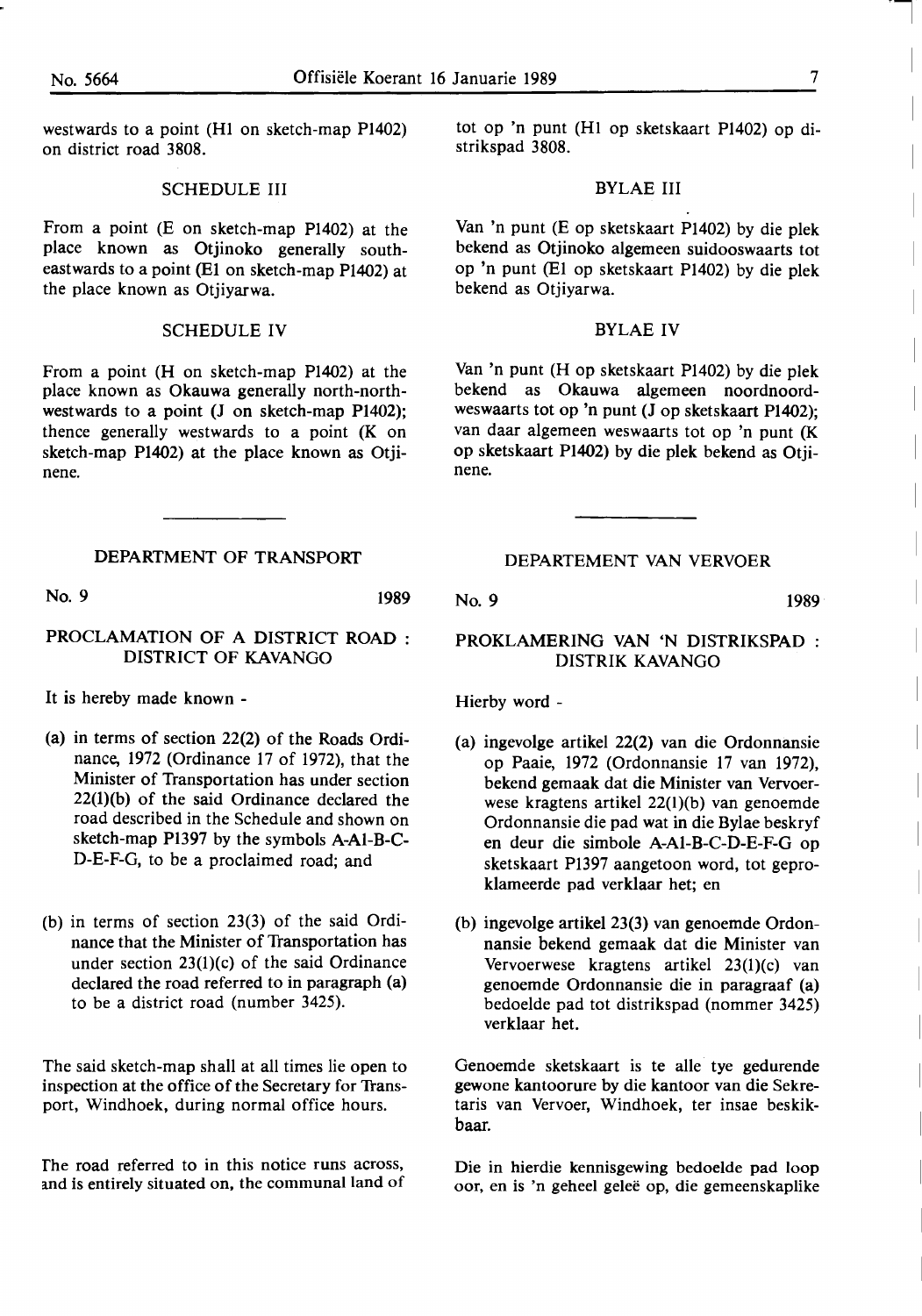westwards to a point (H1 on sketch-map P1402) on district road 3808.

### SCHEDULE III

From a point (E on sketch-map P1402) at the place known as Otjinoko generally south-eastwards to a point (E1 on sketch-map P1402) at the place known as Otjiyarwa.

### SCHEDULE IV

From a point (H on sketch-map P1402) at the place known as Okauwa generally north-north-westwards to a point (J on sketch-map P1402); thence generally westwards to a point (K on sketch-map P1402) at the place known as Otjinene.

---

## DEPARTMENT OF TRANSPORT

No. 9 1989

### PROCLAMATION OF A DISTRICT ROAD : DISTRICT OF KAVANGO

It is hereby made known -

(a) in terms of section 22(2) of the Roads Ordinance, 1972 (Ordinance 17 of 1972), that the Minister of Transportation has under section 22(1)(b) of the said Ordinance declared the road described in the Schedule and shown on sketch-map P1397 by the symbols A-A1-B-C-D-E-F-G, to be a proclaimed road; and

(b) in terms of section 23(3) of the said Ordinance that the Minister of Transportation has under section 23(1)(c) of the said Ordinance declared the road referred to in paragraph (a) to be a district road (number 3425).

The said sketch-map shall at all times lie open to inspection at the office of the Secretary for Transport, Windhoek, during normal office hours.

The road referred to in this notice runs across, and is entirely situated on, the communal land of

---

tot op 'n punt (H1 op sketskaart P1402) op distrikspad 3808.

### BYLAE III

Van 'n punt (E op sketskaart P1402) by die plek bekend as Otjinoko algemeen suidooswaarts tot op 'n punt (E1 op sketskaart P1402) by die plek bekend as Otjiyarwa.

### BYLAE IV

Van 'n punt (H op sketskaart P1402) by die plek bekend as Okauwa algemeen noordnoordweswaarts tot op 'n punt (J op sketskaart P1402); van daar algemeen weswaarts tot op 'n punt (K op sketskaart P1402) by die plek bekend as Otjinene.

---

## DEPARTEMENT VAN VERVOER

No. 9 1989

### PROKLAMERING VAN 'N DISTRIKSPAD : DISTRIK KAVANGO

Hierby word -

(a) ingevolge artikel 22(2) van die Ordonnansie op Paaie, 1972 (Ordonnansie 17 van 1972), bekend gemaak dat die Minister van Vervoerwese kragtens artikel 22(1)(b) van genoemde Ordonnansie die pad wat in die Bylae beskryf en deur die simbole A-A1-B-C-D-E-F-G op sketskaart P1397 aangetoon word, tot geproklameerde pad verklaar het; en

(b) ingevolge artikel 23(3) van genoemde Ordonnansie bekend gemaak dat die Minister van Vervoerwese kragtens artikel 23(1)(c) van genoemde Ordonnansie die in paragraaf (a) bedoelde pad tot distrikspad (nommer 3425) verklaar het.

Genoemde sketskaart is te alle tye gedurende gewone kantoorure by die kantoor van die Sekretaris van Vervoer, Windhoek, ter insae beskikbaar.

Die in hierdie kennisgewing bedoelde pad loop oor, en is 'n geheel geleë op, die gemeenskaplike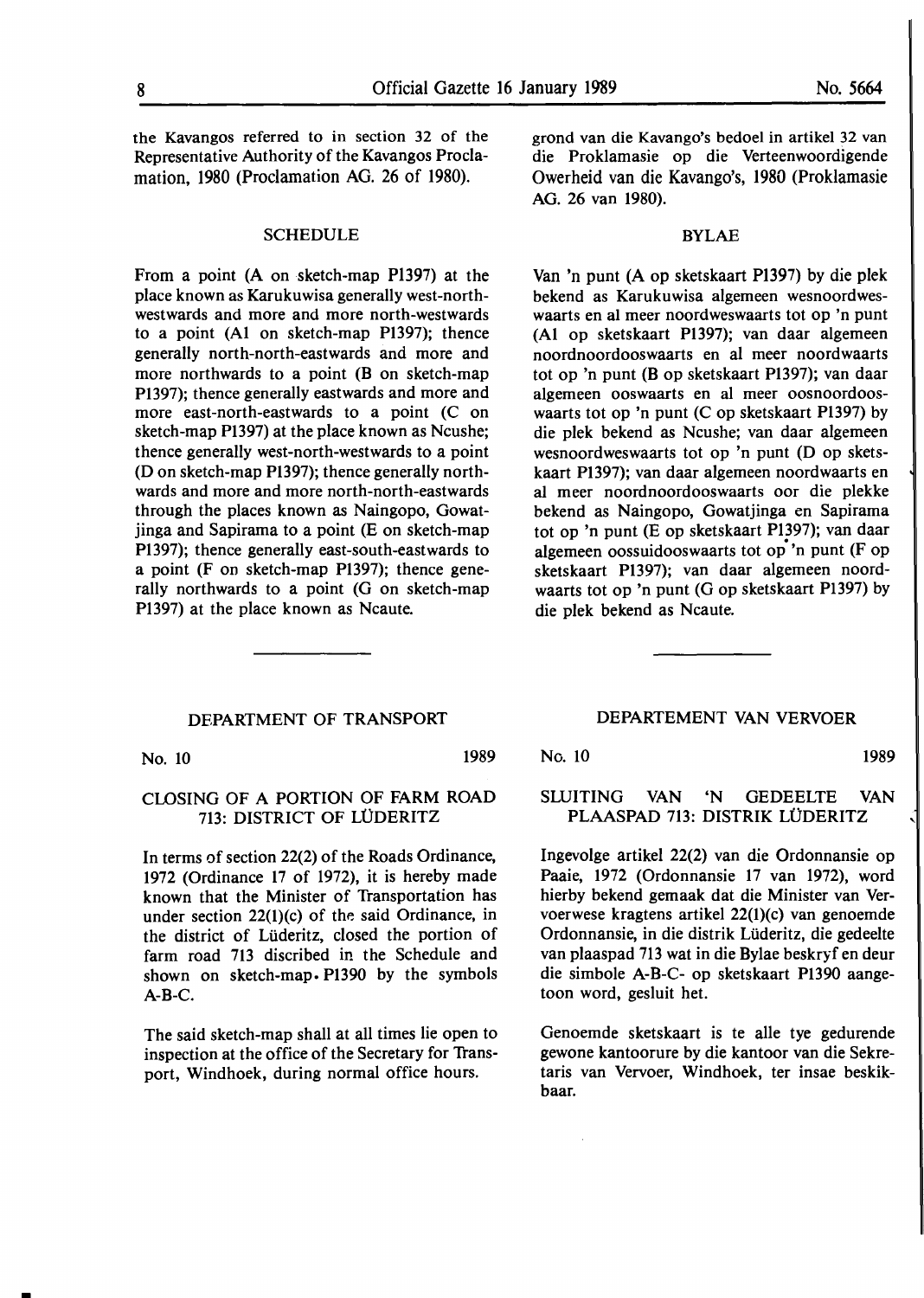the Kavangos referred to in section 32 of the Representative Authority of the Kavangos Proclamation, 1980 (Proclamation AG. 26 of 1980).

grond van die Kavango's bedoel in artikel 32 van die Proklamasie op die Verteenwoordigende Owerheid van die Kavango's, 1980 (Proklamasie AG. 26 van 1980).

### SCHEDULE

From a point (A on sketch-map P1397) at the place known as Karukuwisa generally west-north-westwards and more and more north-westwards to a point (A1 on sketch-map P1397); thence generally north-north-eastwards and more and more northwards to a point (B on sketch-map P1397); thence generally eastwards and more and more east-north-eastwards to a point (C on sketch-map P1397) at the place known as Ncushe; thence generally west-north-westwards to a point (D on sketch-map P1397); thence generally northwards and more and more north-north-eastwards through the places known as Naingopo, Gowatjinga and Sapirama to a point (E on sketch-map P1397); thence generally east-south-eastwards to a point (F on sketch-map P1397); thence generally northwards to a point (G on sketch-map P1397) at the place known as Ncaute.

### BYLAE

Van 'n punt (A op sketskaart P1397) by die plek bekend as Karukuwisa algemeen wesnoordweswaarts en al meer noordweswaarts tot op 'n punt (A1 op sketskaart P1397); van daar algemeen noordnoordooswaarts en al meer noordwaarts tot op 'n punt (B op sketskaart P1397); van daar algemeen ooswaarts en al meer oosnoordooswaarts tot op 'n punt (C op sketskaart P1397) by die plek bekend as Ncushe; van daar algemeen wesnoordweswaarts tot op 'n punt (D op sketskaart P1397); van daar algemeen noordwaarts en al meer noordnoordooswaarts oor die plekke bekend as Naingopo, Gowatjinga en Sapirama tot op 'n punt (E op sketskaart P1397); van daar algemeen oossuidooswaarts tot op 'n punt (F op sketskaart P1397); van daar algemeen noordwaarts tot op 'n punt (G op sketskaart P1397) by die plek bekend as Ncaute.

---

## DEPARTMENT OF TRANSPORT

No. 10 1989

### CLOSING OF A PORTION OF FARM ROAD 713: DISTRICT OF LÜDERITZ

In terms of section 22(2) of the Roads Ordinance, 1972 (Ordinance 17 of 1972), it is hereby made known that the Minister of Transportation has under section 22(1)(c) of the said Ordinance, in the district of Lüderitz, closed the portion of farm road 713 discribed in the Schedule and shown on sketch-map P1390 by the symbols A-B-C.

The said sketch-map shall at all times lie open to inspection at the office of the Secretary for Transport, Windhoek, during normal office hours.

## DEPARTEMENT VAN VERVOER

No. 10 1989

### SLUITING VAN 'N GEDEELTE VAN PLAASPAD 713: DISTRIK LÜDERITZ

Ingevolge artikel 22(2) van die Ordonnansie op Paaie, 1972 (Ordonnansie 17 van 1972), word hierby bekend gemaak dat die Minister van Vervoerwese kragtens artikel 22(1)(c) van genoemde Ordonnansie, in die distrik Lüderitz, die gedeelte van plaaspad 713 wat in die Bylae beskryf en deur die simbole A-B-C- op sketskaart P1390 aangetoon word, gesluit het.

Genoemde sketskaart is te alle tye gedurende gewone kantoorure by die kantoor van die Sekretaris van Vervoer, Windhoek, ter insae beskikbaar.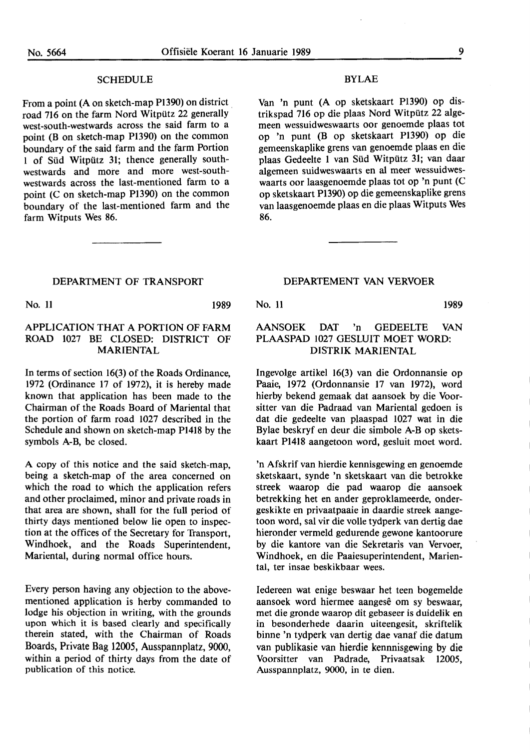## SCHEDULE

From a point (A on sketch-map P1390) on district road 716 on the farm Nord Witpütz 22 generally west-south-westwards across the said farm to a point (B on sketch-map P1390) on the common boundary of the said farm and the farm Portion 1 of Süd Witpütz 31; thence generally south-westwards and more and more west-south-westwards across the last-mentioned farm to a point (C on sketch-map P1390) on the common boundary of the last-mentioned farm and the farm Witputs Wes 86.

## BYLAE

Van 'n punt (A op sketskaart P1390) op distrikspad 716 op die plaas Nord Witpütz 22 algemeen wessuidweswaarts oor genoemde plaas tot op 'n punt (B op sketskaart P1390) op die gemeenskaplike grens van genoemde plaas en die plaas Gedeelte 1 van Süd Witpütz 31; van daar algemeen suidweswaarts en al meer wessuidweswaarts oor laasgenoemde plaas tot op 'n punt (C op sketskaart P1390) op die gemeenskaplike grens van laasgenoemde plaas en die plaas Witputs Wes 86.

---

## DEPARTMENT OF TRANSPORT

No. 11 1989

### APPLICATION THAT A PORTION OF FARM ROAD 1027 BE CLOSED: DISTRICT OF MARIENTAL

In terms of section 16(3) of the Roads Ordinance, 1972 (Ordinance 17 of 1972), it is hereby made known that application has been made to the Chairman of the Roads Board of Mariental that the portion of farm road 1027 described in the Schedule and shown on sketch-map P1418 by the symbols A-B, be closed.

A copy of this notice and the said sketch-map, being a sketch-map of the area concerned on which the road to which the application refers and other proclaimed, minor and private roads in that area are shown, shall for the full period of thirty days mentioned below lie open to inspection at the offices of the Secretary for Transport, Windhoek, and the Roads Superintendent, Mariental, during normal office hours.

Every person having any objection to the above-mentioned application is herby commanded to lodge his objection in writing, with the grounds upon which it is based clearly and specifically therein stated, with the Chairman of Roads Boards, Private Bag 12005, Ausspannplatz, 9000, within a period of thirty days from the date of publication of this notice.

## DEPARTEMENT VAN VERVOER

No. 11 1989

### AANSOEK DAT 'n GEDEELTE VAN PLAASPAD 1027 GESLUIT MOET WORD: DISTRIK MARIENTAL

Ingevolge artikel 16(3) van die Ordonnansie op Paaie, 1972 (Ordonnansie 17 van 1972), word hierby bekend gemaak dat aansoek by die Voorsitter van die Padraad van Mariental gedoen is dat die gedeelte van plaaspad 1027 wat in die Bylae beskryf en deur die simbole A-B op sketskaart P1418 aangetoon word, gesluit moet word.

'n Afskrif van hierdie kennisgewing en genoemde sketskaart, synde 'n sketskaart van die betrokke streek waarop die pad waarop die aansoek betrekking het en ander geproklameerde, ondergeskikte en privaatpaaie in daardie streek aangetoon word, sal vir die volle tydperk van dertig dae hieronder vermeld gedurende gewone kantoorure by die kantore van die Sekretaris van Vervoer, Windhoek, en die Paaiesuperintendent, Mariental, ter insae beskikbaar wees.

Iedereen wat enige beswaar het teen bogemelde aansoek word hiermee aangesê om sy beswaar, met die gronde waarop dit gebaseer is duidelik en in besonderhede daarin uiteengesit, skriftelik binne 'n tydperk van dertig dae vanaf die datum van publikasie van hierdie kennnisgewing by die Voorsitter van Padrade, Privaatsak 12005, Ausspannplatz, 9000, in te dien.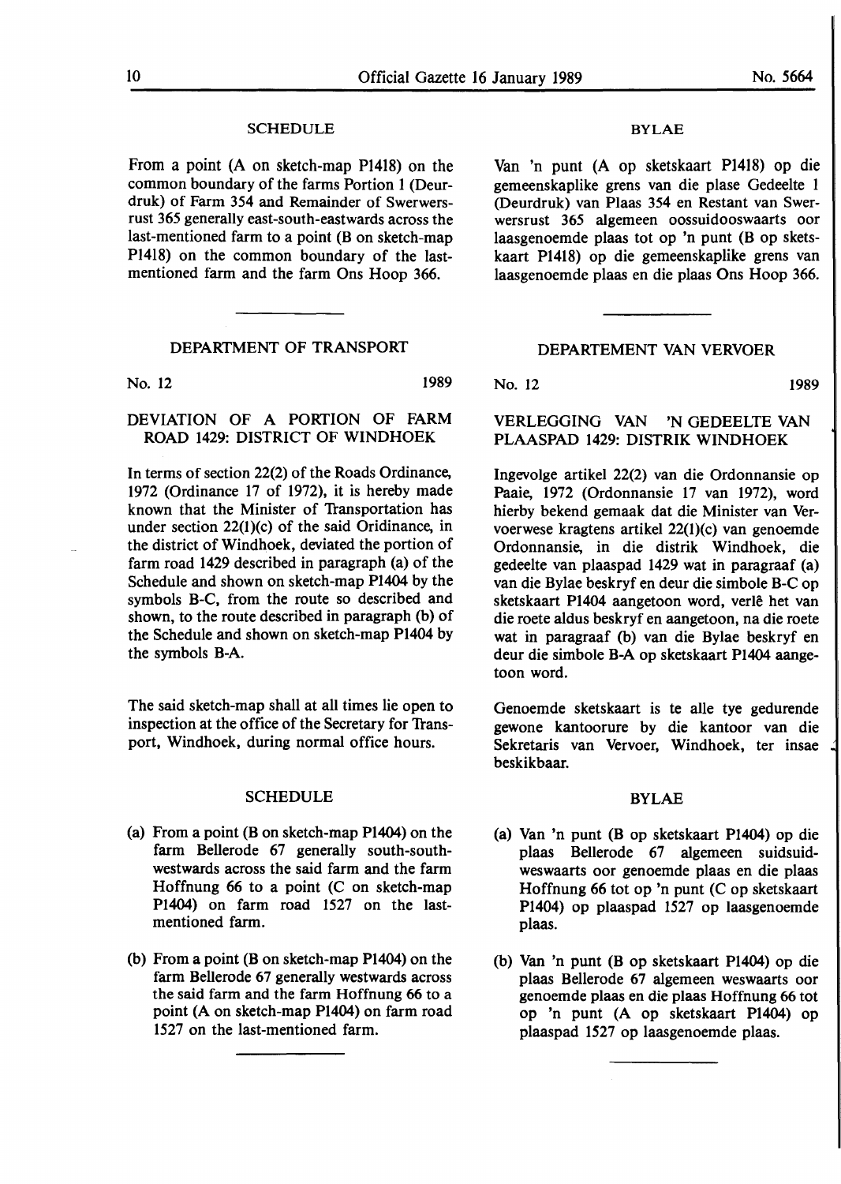SCHEDULE

From a point (A on sketch-map P1418) on the common boundary of the farms Portion 1 (Deurdruk) of Farm 354 and Remainder of Swerwersrust 365 generally east-south-eastwards across the last-mentioned farm to a point (B on sketch-map P1418) on the common boundary of the last-mentioned farm and the farm Ons Hoop 366.

BYLAE

Van 'n punt (A op sketskaart P1418) op die gemeenskaplike grens van die plase Gedeelte 1 (Deurdruk) van Plaas 354 en Restant van Swerwersrust 365 algemeen oossuidooswaarts oor laasgenoemde plaas tot op 'n punt (B op sketskaart P1418) op die gemeenskaplike grens van laasgenoemde plaas en die plaas Ons Hoop 366.

---

## DEPARTMENT OF TRANSPORT

No. 12 1989

### DEVIATION OF A PORTION OF FARM ROAD 1429: DISTRICT OF WINDHOEK

In terms of section 22(2) of the Roads Ordinance, 1972 (Ordinance 17 of 1972), it is hereby made known that the Minister of Transportation has under section 22(1)(c) of the said Oridinance, in the district of Windhoek, deviated the portion of farm road 1429 described in paragraph (a) of the Schedule and shown on sketch-map P1404 by the symbols B-C, from the route so described and shown, to the route described in paragraph (b) of the Schedule and shown on sketch-map P1404 by the symbols B-A.

The said sketch-map shall at all times lie open to inspection at the office of the Secretary for Transport, Windhoek, during normal office hours.

SCHEDULE

(a) From a point (B on sketch-map P1404) on the farm Bellerode 67 generally south-south-westwards across the said farm and the farm Hoffnung 66 to a point (C on sketch-map P1404) on farm road 1527 on the last-mentioned farm.

(b) From a point (B on sketch-map P1404) on the farm Bellerode 67 generally westwards across the said farm and the farm Hoffnung 66 to a point (A on sketch-map P1404) on farm road 1527 on the last-mentioned farm.

---

## DEPARTEMENT VAN VERVOER

No. 12 1989

### VERLEGGING VAN 'N GEDEELTE VAN PLAASPAD 1429: DISTRIK WINDHOEK

Ingevolge artikel 22(2) van die Ordonnansie op Paaie, 1972 (Ordonnansie 17 van 1972), word hierby bekend gemaak dat die Minister van Vervoerwese kragtens artikel 22(1)(c) van genoemde Ordonnansie, in die distrik Windhoek, die gedeelte van plaaspad 1429 wat in paragraaf (a) van die Bylae beskryf en deur die simbole B-C op sketskaart P1404 aangetoon word, verlê het van die roete aldus beskryf en aangetoon, na die roete wat in paragraaf (b) van die Bylae beskryf en deur die simbole B-A op sketskaart P1404 aangetoon word.

Genoemde sketskaart is te alle tye gedurende gewone kantoorure by die kantoor van die Sekretaris van Vervoer, Windhoek, ter insae beskikbaar.

BYLAE

(a) Van 'n punt (B op sketskaart P1404) op die plaas Bellerode 67 algemeen suidsuidweswaarts oor genoemde plaas en die plaas Hoffnung 66 tot op 'n punt (C op sketskaart P1404) op plaaspad 1527 op laasgenoemde plaas.

(b) Van 'n punt (B op sketskaart P1404) op die plaas Bellerode 67 algemeen weswaarts oor genoemde plaas en die plaas Hoffnung 66 tot op 'n punt (A op sketskaart P1404) op plaaspad 1527 op laasgenoemde plaas.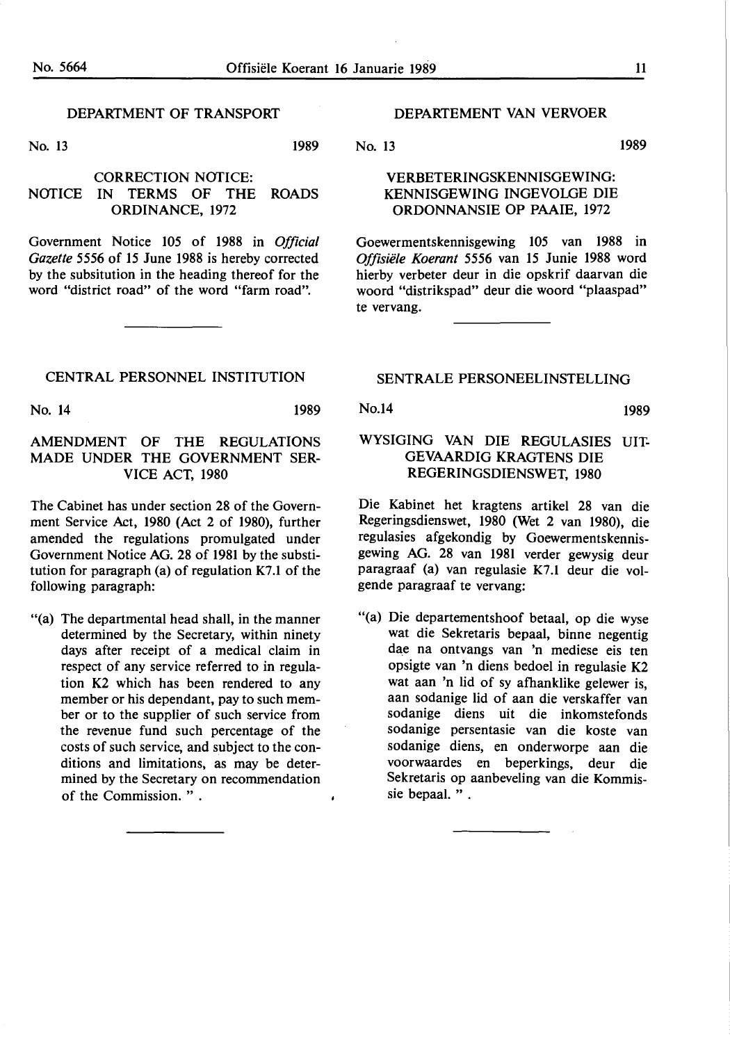## DEPARTMENT OF TRANSPORT

No. 13 1989

### CORRECTION NOTICE: NOTICE IN TERMS OF THE ROADS ORDINANCE, 1972

Government Notice 105 of 1988 in *Official Gazette* 5556 of 15 June 1988 is hereby corrected by the subsitution in the heading thereof for the word "district road" of the word "farm road".

## DEPARTEMENT VAN VERVOER

No. 13 1989

### VERBETERINGSKENNISGEWING: KENNISGEWING INGEVOLGE DIE ORDONNANSIE OP PAAIE, 1972

Goewermentskennisgewing 105 van 1988 in *Offisiële Koerant* 5556 van 15 Junie 1988 word hierby verbeter deur in die opskrif daarvan die woord "distrikspad" deur die woord "plaaspad" te vervang.

## CENTRAL PERSONNEL INSTITUTION

No. 14 1989

### AMENDMENT OF THE REGULATIONS MADE UNDER THE GOVERNMENT SERVICE ACT, 1980

The Cabinet has under section 28 of the Government Service Act, 1980 (Act 2 of 1980), further amended the regulations promulgated under Government Notice AG. 28 of 1981 by the substitution for paragraph (a) of regulation K7.1 of the following paragraph:

"(a) The departmental head shall, in the manner determined by the Secretary, within ninety days after receipt of a medical claim in respect of any service referred to in regulation K2 which has been rendered to any member or his dependant, pay to such member or to the supplier of such service from the revenue fund such percentage of the costs of such service, and subject to the conditions and limitations, as may be determined by the Secretary on recommendation of the Commission. ".

## SENTRALE PERSONEELINSTELLING

No.14 1989

### WYSIGING VAN DIE REGULASIES UITGEVAARDIG KRAGTENS DIE REGERINGSDIENSWET, 1980

Die Kabinet het kragtens artikel 28 van die Regeringsdienswet, 1980 (Wet 2 van 1980), die regulasies afgekondig by Goewermentskennisgewing AG. 28 van 1981 verder gewysig deur paragraaf (a) van regulasie K7.1 deur die volgende paragraaf te vervang:

"(a) Die departementshoof betaal, op die wyse wat die Sekretaris bepaal, binne negentig dae na ontvangs van 'n mediese eis ten opsigte van 'n diens bedoel in regulasie K2 wat aan 'n lid of sy afhanklike gelewer is, aan sodanige lid of aan die verskaffer van sodanige diens uit die inkomstefonds sodanige persentasie van die koste van sodanige diens, en onderworpe aan die voorwaardes en beperkings, deur die Sekretaris op aanbeveling van die Kommissie bepaal. ".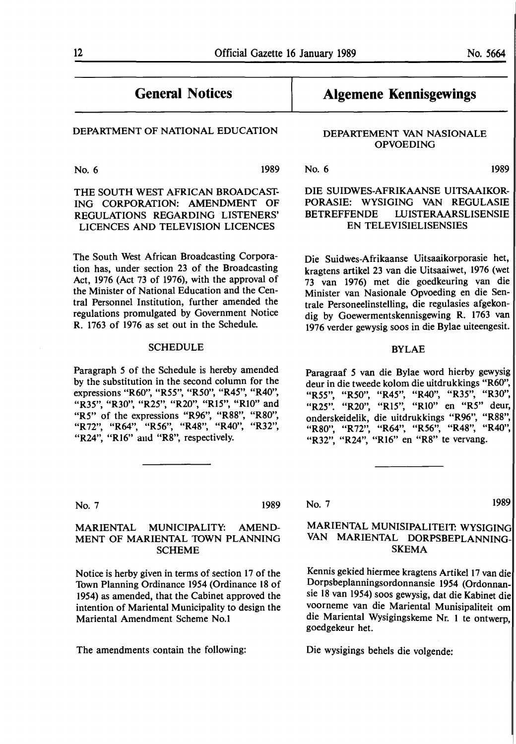# General Notices

## DEPARTMENT OF NATIONAL EDUCATION

No. 6 1989

### THE SOUTH WEST AFRICAN BROADCASTING CORPORATION: AMENDMENT OF REGULATIONS REGARDING LISTENERS' LICENCES AND TELEVISION LICENCES

The South West African Broadcasting Corporation has, under section 23 of the Broadcasting Act, 1976 (Act 73 of 1976), with the approval of the Minister of National Education and the Central Personnel Institution, further amended the regulations promulgated by Government Notice R. 1763 of 1976 as set out in the Schedule.

SCHEDULE

Paragraph 5 of the Schedule is hereby amended by the substitution in the second column for the expressions "R60", "R55", "R50", "R45", "R40", "R35", "R30", "R25", "R20", "R15", "R10" and "R5" of the expressions "R96", "R88", "R80", "R72", "R64", "R56", "R48", "R40", "R32", "R24", "R16" and "R8", respectively.

---

No. 7 1989

### MARIENTAL MUNICIPALITY: AMENDMENT OF MARIENTAL TOWN PLANNING SCHEME

Notice is herby given in terms of section 17 of the Town Planning Ordinance 1954 (Ordinance 18 of 1954) as amended, that the Cabinet approved the intention of Mariental Municipality to design the Mariental Amendment Scheme No.1

The amendments contain the following:

# Algemene Kennisgewings

## DEPARTEMENT VAN NASIONALE OPVOEDING

No. 6 1989

### DIE SUIDWES-AFRIKAANSE UITSAAIKORPORASIE: WYSIGING VAN REGULASIE BETREFFENDE LUISTERAARSLISENSIE EN TELEVISIELISENSIES

Die Suidwes-Afrikaanse Uitsaaikorporasie het, kragtens artikel 23 van die Uitsaaiwet, 1976 (wet 73 van 1976) met die goedkeuring van die Minister van Nasionale Opvoeding en die Sentrale Personeelinstelling, die regulasies afgekondig by Goewermentskennisgewing R. 1763 van 1976 verder gewysig soos in die Bylae uiteengesit.

BYLAE

Paragraaf 5 van die Bylae word hierby gewysig deur in die tweede kolom die uitdrukkings "R60", "R55", "R50", "R45", "R40", "R35", "R30", "R25". "R20", "R15", "R10" en "R5" deur, onderskeidelik, die uitdrukkings "R96", "R88", "R80", "R72", "R64", "R56", "R48", "R40", "R32", "R24", "R16" en "R8" te vervang.

---

No. 7 1989

### MARIENTAL MUNISIPALITEIT: WYSIGING VAN MARIENTAL DORPSBEPLANNINGSKEMA

Kennis gekied hiermee kragtens Artikel 17 van die Dorpsbeplanningsordonnansie 1954 (Ordonnansie 18 van 1954) soos gewysig, dat die Kabinet die voorneme van die Mariental Munisipaliteit om die Mariental Wysigingskeme Nr. 1 te ontwerp, goedgekeur het.

Die wysigings behels die volgende: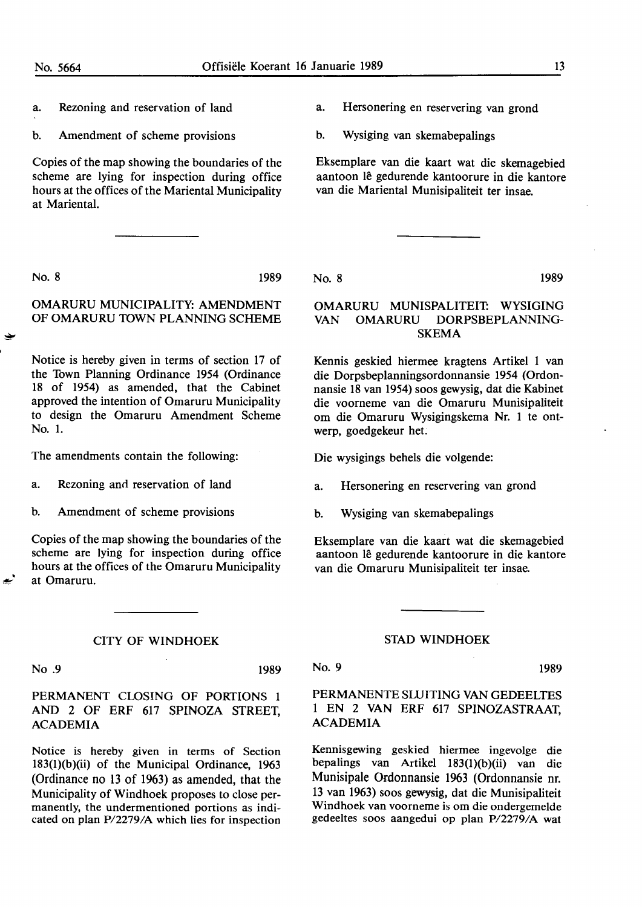a. Rezoning and reservation of land

b. Amendment of scheme provisions

Copies of the map showing the boundaries of the scheme are lying for inspection during office hours at the offices of the Mariental Municipality at Mariental.

a. Hersonering en reservering van grond

b. Wysiging van skemabepalings

Eksemplare van die kaart wat die skemagebied aantoon lê gedurende kantoorure in die kantore van die Mariental Munisipaliteit ter insae.

---

No. 8 1989

## OMARURU MUNICIPALITY: AMENDMENT OF OMARURU TOWN PLANNING SCHEME

Notice is hereby given in terms of section 17 of the Town Planning Ordinance 1954 (Ordinance 18 of 1954) as amended, that the Cabinet approved the intention of Omaruru Municipality to design the Omaruru Amendment Scheme No. 1.

The amendments contain the following:

a. Rezoning and reservation of land

b. Amendment of scheme provisions

Copies of the map showing the boundaries of the scheme are lying for inspection during office hours at the offices of the Omaruru Municipality at Omaruru.

No. 8 1989

## OMARURU MUNISPALITEIT: WYSIGING VAN OMARURU DORPSBEPLANNING-SKEMA

Kennis geskied hiermee kragtens Artikel 1 van die Dorpsbeplanningsordonnansie 1954 (Ordonnansie 18 van 1954) soos gewysig, dat die Kabinet die voorneme van die Omaruru Munisipaliteit om die Omaruru Wysigingskema Nr. 1 te ontwerp, goedgekeur het.

Die wysigings behels die volgende:

a. Hersonering en reservering van grond

b. Wysiging van skemabepalings

Eksemplare van die kaart wat die skemagebied aantoon lê gedurende kantoorure in die kantore van die Omaruru Munisipaliteit ter insae.

---

## CITY OF WINDHOEK

No .9 1989

## PERMANENT CLOSING OF PORTIONS 1 AND 2 OF ERF 617 SPINOZA STREET, ACADEMIA

Notice is hereby given in terms of Section 183(1)(b)(ii) of the Municipal Ordinance, 1963 (Ordinance no 13 of 1963) as amended, that the Municipality of Windhoek proposes to close permanently, the undermentioned portions as indicated on plan P/2279/A which lies for inspection

## STAD WINDHOEK

No. 9 1989

## PERMANENTE SLUITING VAN GEDEELTES 1 EN 2 VAN ERF 617 SPINOZASTRAAT, ACADEMIA

Kennisgewing geskied hiermee ingevolge die bepalings van Artikel 183(1)(b)(ii) van die Munisipale Ordonnansie 1963 (Ordonnansie nr. 13 van 1963) soos gewysig, dat die Munisipaliteit Windhoek van voorneme is om die ondergemelde gedeeltes soos aangedui op plan P/2279/A wat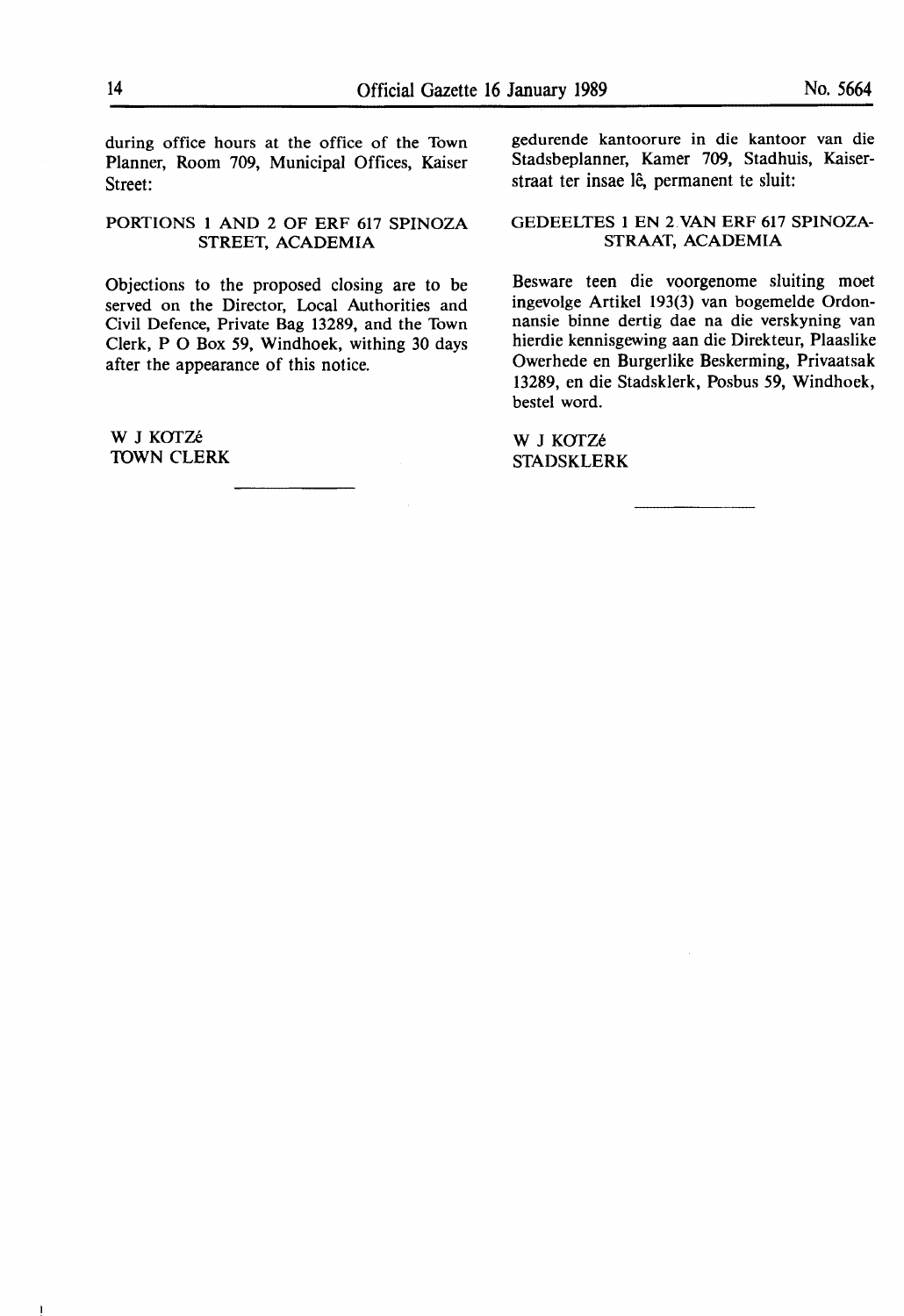during office hours at the office of the Town Planner, Room 709, Municipal Offices, Kaiser Street:

PORTIONS 1 AND 2 OF ERF 617 SPINOZA STREET, ACADEMIA

Objections to the proposed closing are to be served on the Director, Local Authorities and Civil Defence, Private Bag 13289, and the Town Clerk, P O Box 59, Windhoek, withing 30 days after the appearance of this notice.

W J KOTZé
TOWN CLERK

gedurende kantoorure in die kantoor van die Stadsbeplanner, Kamer 709, Stadhuis, Kaiserstraat ter insae lê, permanent te sluit:

GEDEELTES 1 EN 2 VAN ERF 617 SPINOZA-STRAAT, ACADEMIA

Besware teen die voorgenome sluiting moet ingevolge Artikel 193(3) van bogemelde Ordonnansie binne dertig dae na die verskyning van hierdie kennisgewing aan die Direkteur, Plaaslike Owerhede en Burgerlike Beskerming, Privaatsak 13289, en die Stadsklerk, Posbus 59, Windhoek, bestel word.

W J KOTZé
STADSKLERK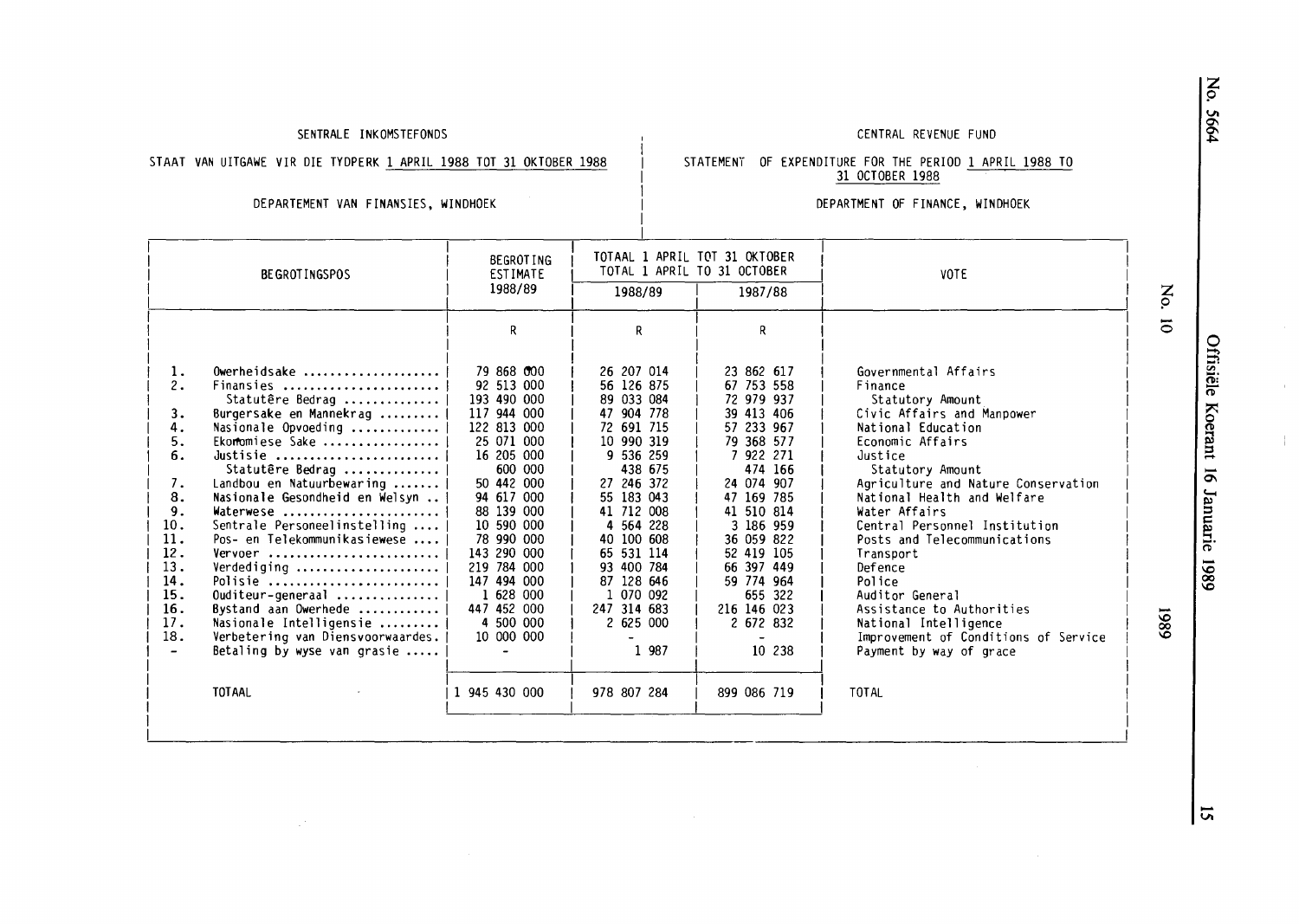SENTRALE INKOMSTEFONDS

STAAT VAN UITGAWE VIR DIE TYDPERK 1 APRIL 1988 TOT 31 OKTOBER 1988

DEPARTEMENT VAN FINANSIES, WINDHOEK

CENTRAL REVENUE FUND

STATEMENT OF EXPENDITURE FOR THE PERIOD 1 APRIL 1988 TO 31 OCTOBER 1988

DEPARTMENT OF FINANCE, WINDHOEK

| | BEGROTINGSPOS | BEGROTING ESTIMATE 1988/89 | TOTAAL 1 APRIL TOT 31 OKTOBER TOTAL 1 APRIL TO 31 OCTOBER 1988/89 | 1987/88 | VOTE |
|---|---|---|---|---|---|
| | | R | R | R | |
| 1. | Owerheidsake | 79 868 000 | 26 207 014 | 23 862 617 | Governmental Affairs |
| 2. | Finansies | 92 513 000 | 56 126 875 | 67 753 558 | Finance |
| | Statutêre Bedrag | 193 490 000 | 89 033 084 | 72 979 937 | Statutory Amount |
| 3. | Burgersake en Mannekrag | 117 944 000 | 47 904 778 | 39 413 406 | Civic Affairs and Manpower |
| 4. | Nasionale Opvoeding | 122 813 000 | 72 691 715 | 57 233 967 | National Education |
| 5. | Ekonomiese Sake | 25 071 000 | 10 990 319 | 79 368 577 | Economic Affairs |
| 6. | Justisie | 16 205 000 | 9 536 259 | 7 922 271 | Justice |
| | Statutêre Bedrag | 600 000 | 438 675 | 474 166 | Statutory Amount |
| 7. | Landbou en Natuurbewaring | 50 442 000 | 27 246 372 | 24 074 907 | Agriculture and Nature Conservation |
| 8. | Nasionale Gesondheid en Welsyn | 94 617 000 | 55 183 043 | 47 169 785 | National Health and Welfare |
| 9. | Waterwese | 88 139 000 | 41 712 008 | 41 510 814 | Water Affairs |
| 10. | Sentrale Personeelinstelling | 10 590 000 | 4 564 228 | 3 186 959 | Central Personnel Institution |
| 11. | Pos- en Telekommunikasiewese | 78 990 000 | 40 100 608 | 36 059 822 | Posts and Telecommunications |
| 12. | Vervoer | 143 290 000 | 65 531 114 | 52 419 105 | Transport |
| 13. | Verdediging | 219 784 000 | 93 400 784 | 66 397 449 | Defence |
| 14. | Polisie | 147 494 000 | 87 128 646 | 59 774 964 | Police |
| 15. | Ouditeur-generaal | 1 628 000 | 1 070 092 | 655 322 | Auditor General |
| 16. | Bystand aan Owerhede | 447 452 000 | 247 314 683 | 216 146 023 | Assistance to Authorities |
| 17. | Nasionale Intelligensie | 4 500 000 | 2 625 000 | 2 672 832 | National Intelligence |
| 18. | Verbetering van Diensvoorwaardes. | 10 000 000 | - | - | Improvement of Conditions of Service |
| - | Betaling by wyse van grasie | - | 1 987 | 10 238 | Payment by way of grace |
| | TOTAAL | 1 945 430 000 | 978 807 284 | 899 086 719 | TOTAL |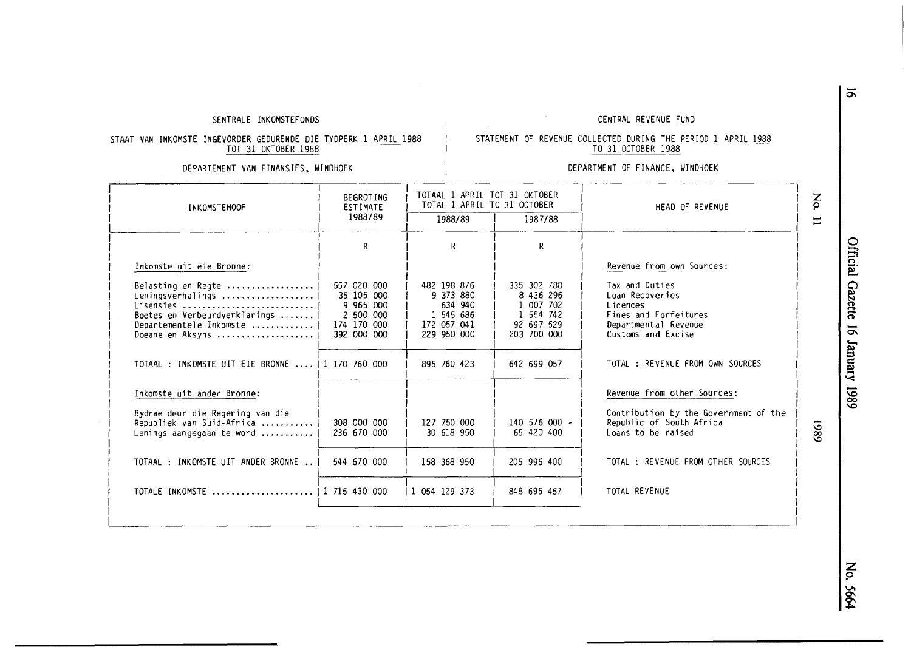SENTRALE INKOMSTEFONDS

STAAT VAN INKOMSTE INGEVORDER GEDURENDE DIE TYDPERK 1 APRIL 1988 TOT 31 OKTOBER 1988

DEPARTEMENT VAN FINANSIES, WINDHOEK

CENTRAL REVENUE FUND

STATEMENT OF REVENUE COLLECTED DURING THE PERIOD 1 APRIL 1988 TO 31 OCTOBER 1988

DEPARTMENT OF FINANCE, WINDHOEK

| INKOMSTEHOOF | BEGROTING ESTIMATE 1988/89 | TOTAAL 1 APRIL TOT 31 OKTOBER TOTAL 1 APRIL TO 31 OCTOBER | | HEAD OF REVENUE |
|---|---|---|---|---|
| | | 1988/89 | 1987/88 | |
| | R | R | R | |
| Inkomste uit eie Bronne: | | | | Revenue from own Sources: |
| Belasting en Regte .................. | 557 020 000 | 482 198 876 | 335 302 788 | Tax and Duties |
| Leningsverhalings .................. | 35 105 000 | 9 373 880 | 8 436 296 | Loan Recoveries |
| Lisensies .......................... | 9 965 000 | 634 940 | 1 007 702 | Licences |
| Boetes en Verbeurdverklarings ....... | 2 500 000 | 1 545 686 | 1 554 742 | Fines and Forfeitures |
| Departementele Inkomste ............ | 174 170 000 | 172 057 041 | 92 697 529 | Departmental Revenue |
| Doeane en Aksyns .................... | 392 000 000 | 229 950 000 | 203 700 000 | Customs and Excise |
| TOTAAL : INKOMSTE UIT EIE BRONNE .... | 1 170 760 000 | 895 760 423 | 642 699 057 | TOTAL : REVENUE FROM OWN SOURCES |
| Inkomste uit ander Bronne: | | | | Revenue from other Sources: |
| Bydrae deur die Regering van die Republiek van Suid-Afrika ........... | 308 000 000 | 127 750 000 | 140 576 000 - | Contribution by the Government of the Republic of South Africa |
| Lenings aangegaan te word ........... | 236 670 000 | 30 618 950 | 65 420 400 | Loans to be raised |
| TOTAAL : INKOMSTE UIT ANDER BRONNE .. | 544 670 000 | 158 368 950 | 205 996 400 | TOTAL : REVENUE FROM OTHER SOURCES |
| TOTALE INKOMSTE ..................... | 1 715 430 000 | 1 054 129 373 | 848 695 457 | TOTAL REVENUE |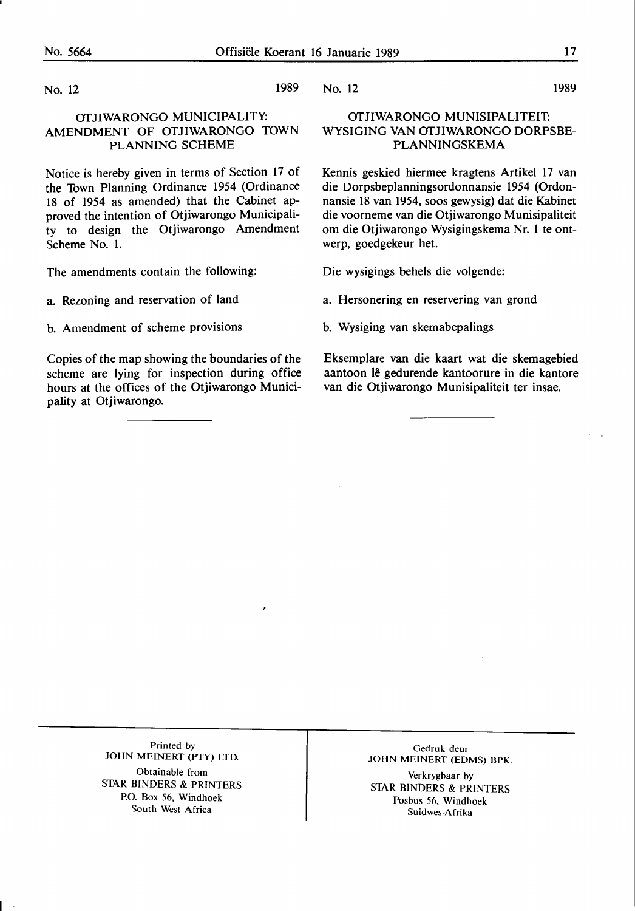No. 12 1989

## OTJIWARONGO MUNICIPALITY: AMENDMENT OF OTJIWARONGO TOWN PLANNING SCHEME

Notice is hereby given in terms of Section 17 of the Town Planning Ordinance 1954 (Ordinance 18 of 1954 as amended) that the Cabinet approved the intention of Otjiwarongo Municipality to design the Otjiwarongo Amendment Scheme No. 1.

The amendments contain the following:

a. Rezoning and reservation of land

b. Amendment of scheme provisions

Copies of the map showing the boundaries of the scheme are lying for inspection during office hours at the offices of the Otjiwarongo Municipality at Otjiwarongo.

---

No. 12 1989

## OTJIWARONGO MUNISIPALITEIT: WYSIGING VAN OTJIWARONGO DORPSBEPLANNINGSKEMA

Kennis geskied hiermee kragtens Artikel 17 van die Dorpsbeplanningsordonnansie 1954 (Ordonnansie 18 van 1954, soos gewysig) dat die Kabinet die voorneme van die Otjiwarongo Munisipaliteit om die Otjiwarongo Wysigingskema Nr. 1 te ontwerp, goedgekeur het.

Die wysigings behels die volgende:

a. Hersonering en reservering van grond

b. Wysiging van skemabepalings

Eksemplare van die kaart wat die skemagebied aantoon lê gedurende kantoorure in die kantore van die Otjiwarongo Munisipaliteit ter insae.

---

Printed by
JOHN MEINERT (PTY) LTD.
Obtainable from
STAR BINDERS & PRINTERS
P.O. Box 56, Windhoek
South West Africa

Gedruk deur
JOHN MEINERT (EDMS) BPK.
Verkrygbaar by
STAR BINDERS & PRINTERS
Posbus 56, Windhoek
Suidwes-Afrika